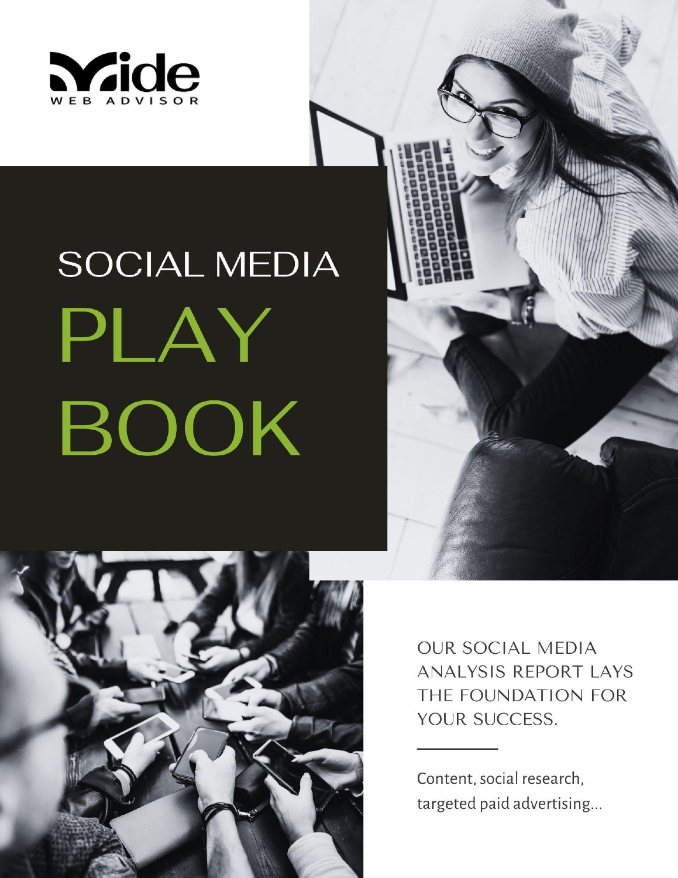Mide

WEB ADVISOR

# SOCIAL MEDIA PLAY BOOK

OUR SOCIAL MEDIA ANALYSIS REPORT LAYS THE FOUNDATION FOR YOUR SUCCESS.

---

Content, social research, targeted paid advertising...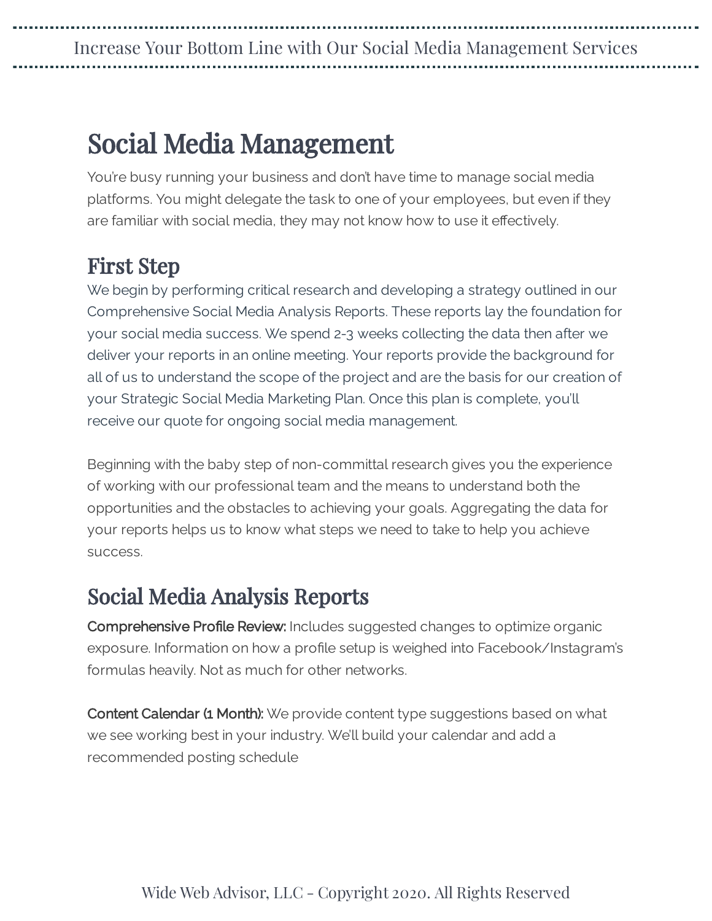# Social Media Management

You're busy running your business and don't have time to manage social media platforms. You might delegate the task to one of your employees, but even if they are familiar with social media, they may not know how to use it effectively.

## First Step

We begin by performing critical research and developing a strategy outlined in our Comprehensive Social Media Analysis Reports. These reports lay the foundation for your social media success. We spend 2-3 weeks collecting the data then after we deliver your reports in an online meeting. Your reports provide the background for all of us to understand the scope of the project and are the basis for our creation of your Strategic Social Media Marketing Plan. Once this plan is complete, you'll receive our quote for ongoing social media management.

Beginning with the baby step of non-committal research gives you the experience of working with our professional team and the means to understand both the opportunities and the obstacles to achieving your goals. Aggregating the data for your reports helps us to know what steps we need to take to help you achieve success.

## Social Media Analysis Reports

**Comprehensive Profile Review:** Includes suggested changes to optimize organic exposure. Information on how a profile setup is weighed into Facebook/Instagram's formulas heavily. Not as much for other networks.

**Content Calendar (1 Month):** We provide content type suggestions based on what we see working best in your industry. We'll build your calendar and add a recommended posting schedule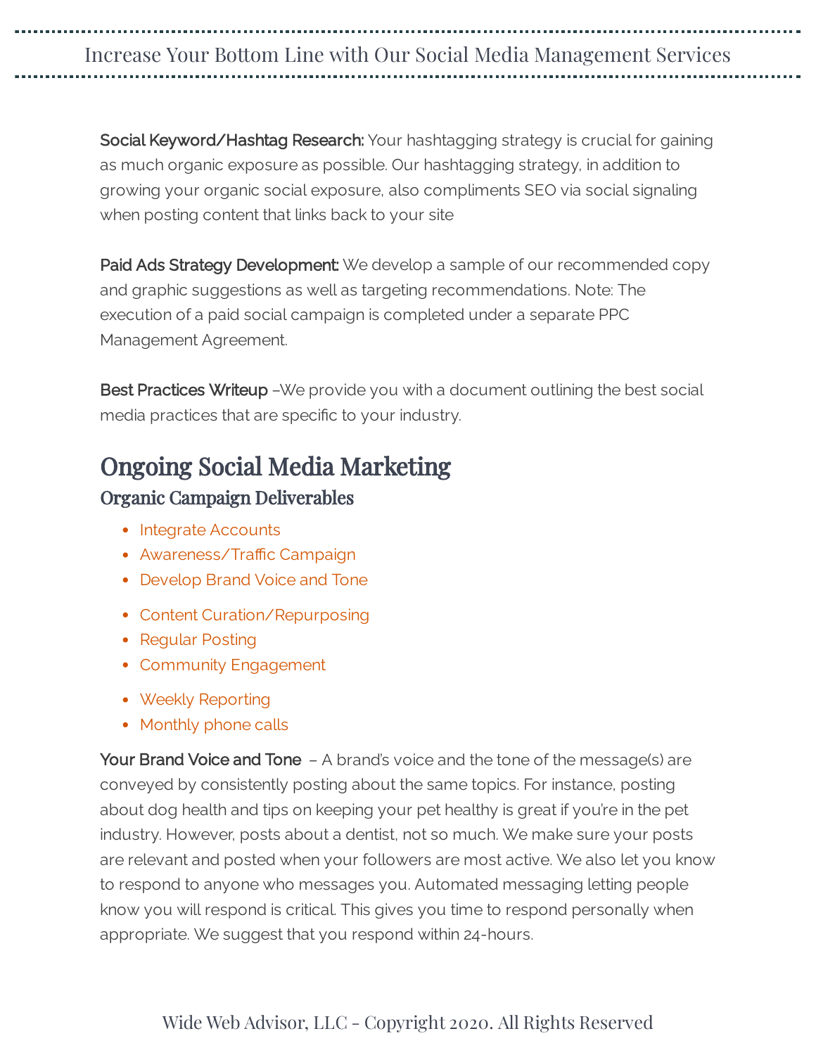Increase Your Bottom Line with Our Social Media Management Services

**Social Keyword/Hashtag Research:** Your hashtagging strategy is crucial for gaining as much organic exposure as possible. Our hashtagging strategy, in addition to growing your organic social exposure, also compliments SEO via social signaling when posting content that links back to your site

**Paid Ads Strategy Development:** We develop a sample of our recommended copy and graphic suggestions as well as targeting recommendations. Note: The execution of a paid social campaign is completed under a separate PPC Management Agreement.

**Best Practices Writeup** –We provide you with a document outlining the best social media practices that are specific to your industry.

## Ongoing Social Media Marketing

### Organic Campaign Deliverables

- Integrate Accounts
- Awareness/Traffic Campaign
- Develop Brand Voice and Tone

- Content Curation/Repurposing
- Regular Posting
- Community Engagement

- Weekly Reporting
- Monthly phone calls

**Your Brand Voice and Tone** – A brand's voice and the tone of the message(s) are conveyed by consistently posting about the same topics. For instance, posting about dog health and tips on keeping your pet healthy is great if you're in the pet industry. However, posts about a dentist, not so much. We make sure your posts are relevant and posted when your followers are most active. We also let you know to respond to anyone who messages you. Automated messaging letting people know you will respond is critical. This gives you time to respond personally when appropriate. We suggest that you respond within 24-hours.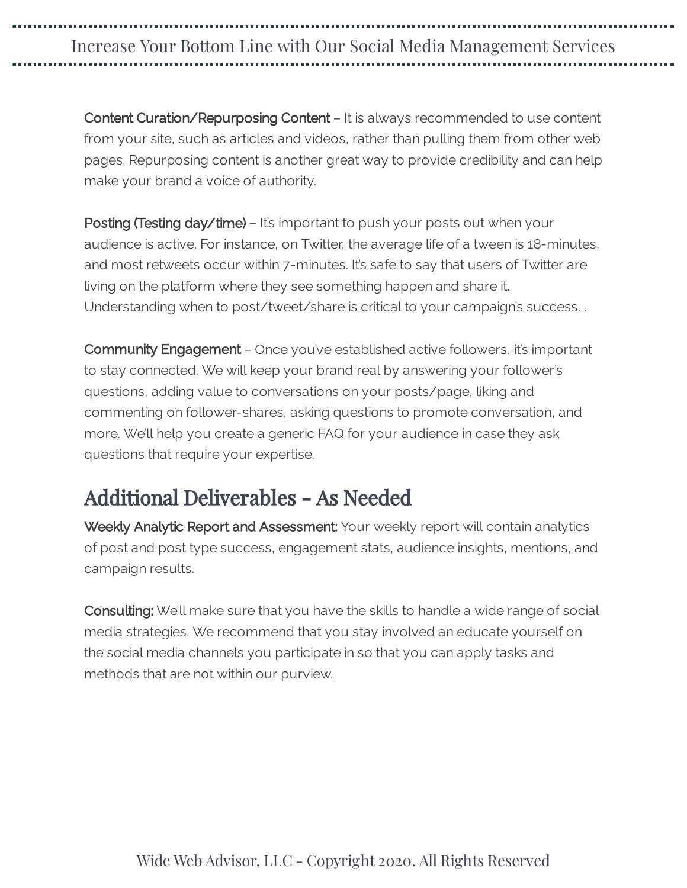**Content Curation/Repurposing Content** – It is always recommended to use content from your site, such as articles and videos, rather than pulling them from other web pages. Repurposing content is another great way to provide credibility and can help make your brand a voice of authority.

**Posting (Testing day/time)** – It's important to push your posts out when your audience is active. For instance, on Twitter, the average life of a tween is 18-minutes, and most retweets occur within 7-minutes. It's safe to say that users of Twitter are living on the platform where they see something happen and share it. Understanding when to post/tweet/share is critical to your campaign's success. .

**Community Engagement** – Once you've established active followers, it's important to stay connected. We will keep your brand real by answering your follower's questions, adding value to conversations on your posts/page, liking and commenting on follower-shares, asking questions to promote conversation, and more. We'll help you create a generic FAQ for your audience in case they ask questions that require your expertise.

## Additional Deliverables - As Needed

**Weekly Analytic Report and Assessment:** Your weekly report will contain analytics of post and post type success, engagement stats, audience insights, mentions, and campaign results.

**Consulting:** We'll make sure that you have the skills to handle a wide range of social media strategies. We recommend that you stay involved an educate yourself on the social media channels you participate in so that you can apply tasks and methods that are not within our purview.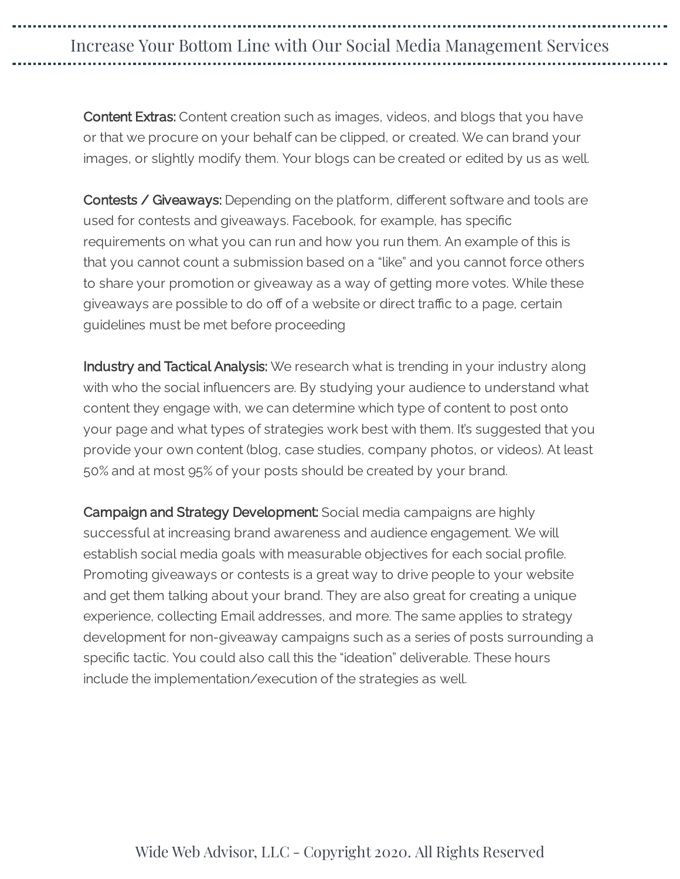**Content Extras:** Content creation such as images, videos, and blogs that you have or that we procure on your behalf can be clipped, or created. We can brand your images, or slightly modify them. Your blogs can be created or edited by us as well.

**Contests / Giveaways:** Depending on the platform, different software and tools are used for contests and giveaways. Facebook, for example, has specific requirements on what you can run and how you run them. An example of this is that you cannot count a submission based on a "like" and you cannot force others to share your promotion or giveaway as a way of getting more votes. While these giveaways are possible to do off of a website or direct traffic to a page, certain guidelines must be met before proceeding

**Industry and Tactical Analysis:** We research what is trending in your industry along with who the social influencers are. By studying your audience to understand what content they engage with, we can determine which type of content to post onto your page and what types of strategies work best with them. It's suggested that you provide your own content (blog, case studies, company photos, or videos). At least 50% and at most 95% of your posts should be created by your brand.

**Campaign and Strategy Development:** Social media campaigns are highly successful at increasing brand awareness and audience engagement. We will establish social media goals with measurable objectives for each social profile. Promoting giveaways or contests is a great way to drive people to your website and get them talking about your brand. They are also great for creating a unique experience, collecting Email addresses, and more. The same applies to strategy development for non-giveaway campaigns such as a series of posts surrounding a specific tactic. You could also call this the "ideation" deliverable. These hours include the implementation/execution of the strategies as well.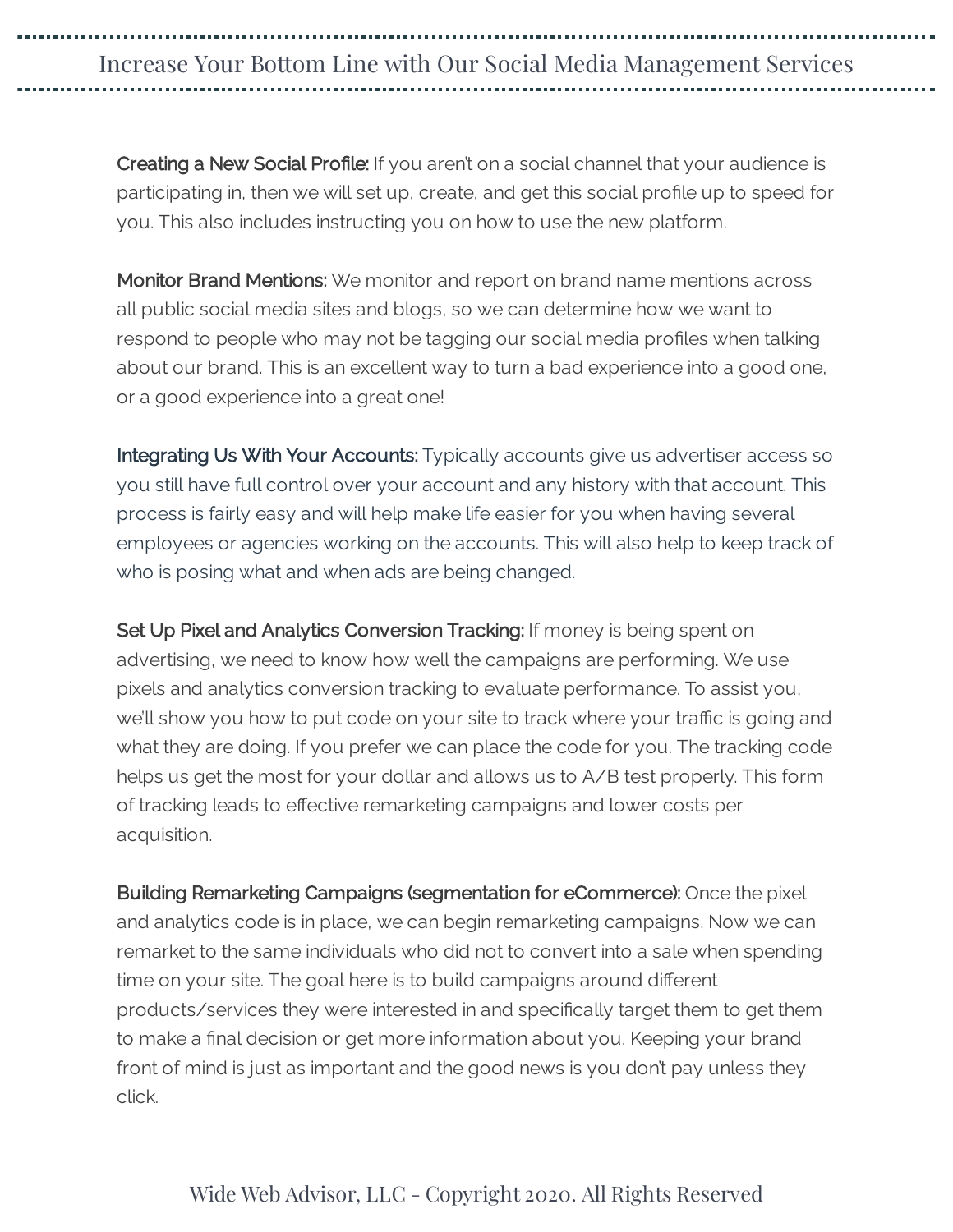**Creating a New Social Profile:** If you aren't on a social channel that your audience is participating in, then we will set up, create, and get this social profile up to speed for you. This also includes instructing you on how to use the new platform.

**Monitor Brand Mentions:** We monitor and report on brand name mentions across all public social media sites and blogs, so we can determine how we want to respond to people who may not be tagging our social media profiles when talking about our brand. This is an excellent way to turn a bad experience into a good one, or a good experience into a great one!

**Integrating Us With Your Accounts:** Typically accounts give us advertiser access so you still have full control over your account and any history with that account. This process is fairly easy and will help make life easier for you when having several employees or agencies working on the accounts. This will also help to keep track of who is posing what and when ads are being changed.

**Set Up Pixel and Analytics Conversion Tracking:** If money is being spent on advertising, we need to know how well the campaigns are performing. We use pixels and analytics conversion tracking to evaluate performance. To assist you, we'll show you how to put code on your site to track where your traffic is going and what they are doing. If you prefer we can place the code for you. The tracking code helps us get the most for your dollar and allows us to A/B test properly. This form of tracking leads to effective remarketing campaigns and lower costs per acquisition.

**Building Remarketing Campaigns (segmentation for eCommerce):** Once the pixel and analytics code is in place, we can begin remarketing campaigns. Now we can remarket to the same individuals who did not to convert into a sale when spending time on your site. The goal here is to build campaigns around different products/services they were interested in and specifically target them to get them to make a final decision or get more information about you. Keeping your brand front of mind is just as important and the good news is you don't pay unless they click.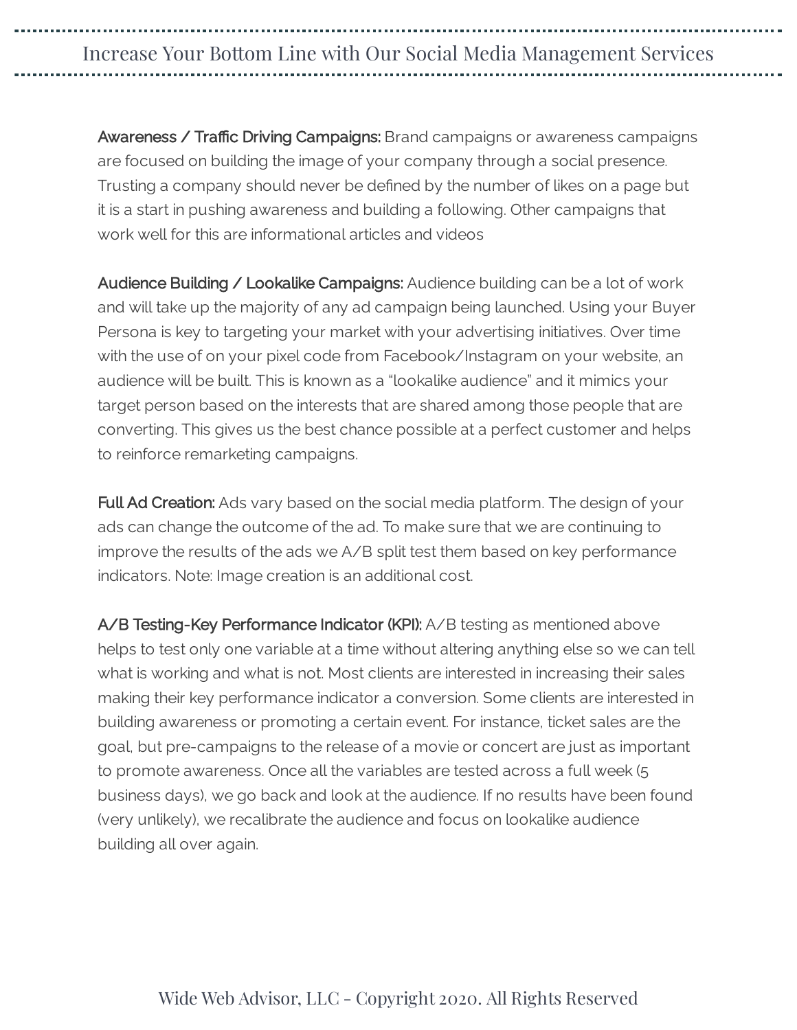**Awareness / Traffic Driving Campaigns:** Brand campaigns or awareness campaigns are focused on building the image of your company through a social presence. Trusting a company should never be defined by the number of likes on a page but it is a start in pushing awareness and building a following. Other campaigns that work well for this are informational articles and videos

**Audience Building / Lookalike Campaigns:** Audience building can be a lot of work and will take up the majority of any ad campaign being launched. Using your Buyer Persona is key to targeting your market with your advertising initiatives. Over time with the use of on your pixel code from Facebook/Instagram on your website, an audience will be built. This is known as a "lookalike audience" and it mimics your target person based on the interests that are shared among those people that are converting. This gives us the best chance possible at a perfect customer and helps to reinforce remarketing campaigns.

**Full Ad Creation:** Ads vary based on the social media platform. The design of your ads can change the outcome of the ad. To make sure that we are continuing to improve the results of the ads we A/B split test them based on key performance indicators. Note: Image creation is an additional cost.

**A/B Testing-Key Performance Indicator (KPI):** A/B testing as mentioned above helps to test only one variable at a time without altering anything else so we can tell what is working and what is not. Most clients are interested in increasing their sales making their key performance indicator a conversion. Some clients are interested in building awareness or promoting a certain event. For instance, ticket sales are the goal, but pre-campaigns to the release of a movie or concert are just as important to promote awareness. Once all the variables are tested across a full week (5 business days), we go back and look at the audience. If no results have been found (very unlikely), we recalibrate the audience and focus on lookalike audience building all over again.